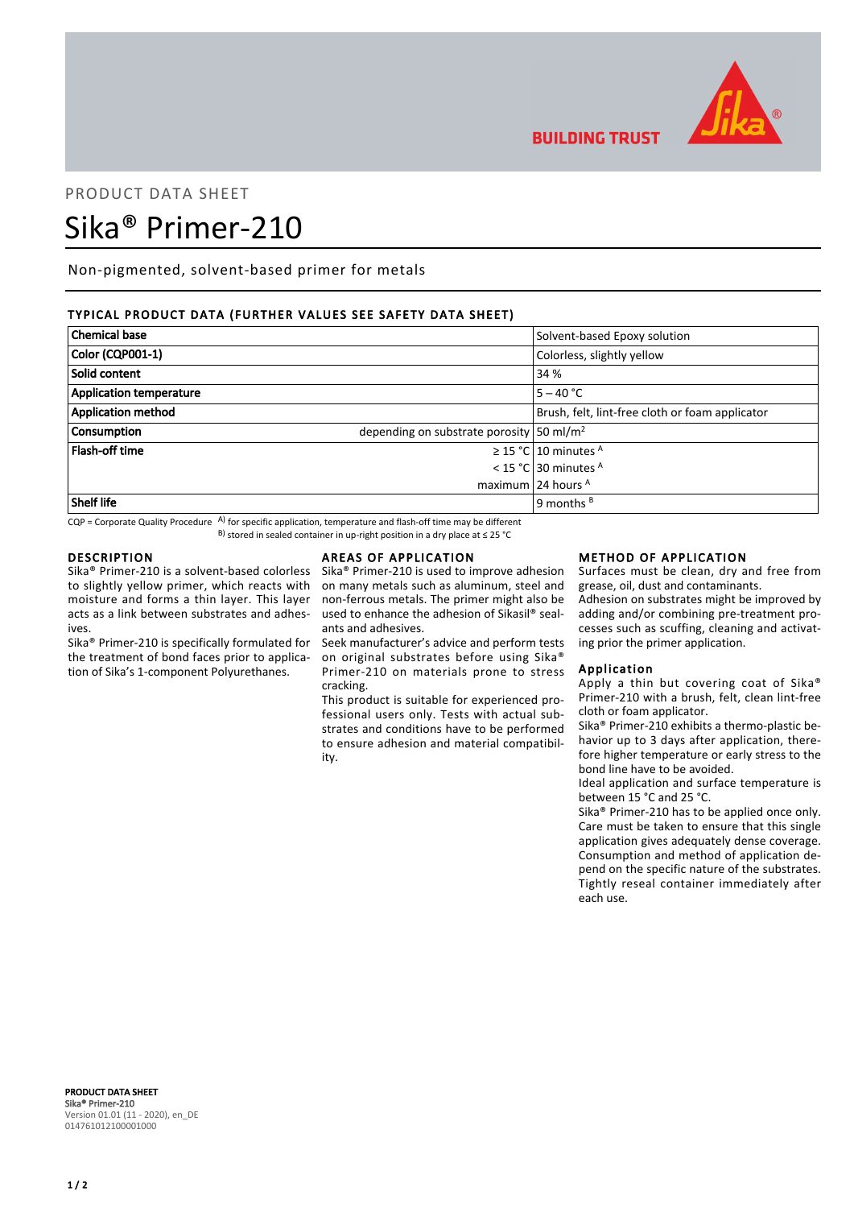PRODUCT DATA SHEET

# Sika® Primer-210

Non-pigmented, solvent-based primer for metals

## TYPICAL PRODUCT DATA (FURTHER VALUES SEE SAFETY DATA SHEET)

| | | |
|---|---|---|
| **Chemical base** | | Solvent-based Epoxy solution |
| **Color (CQP001-1)** | | Colorless, slightly yellow |
| **Solid content** | | 34 % |
| **Application temperature** | | 5 – 40 °C |
| **Application method** | | Brush, felt, lint-free cloth or foam applicator |
| **Consumption** | depending on substrate porosity | 50 ml/m² |
| **Flash-off time** | ≥ 15 °C | 10 minutes [A] |
| | < 15 °C | 30 minutes [A] |
| | maximum | 24 hours [A] |
| **Shelf life** | | 9 months [B] |

CQP = Corporate Quality Procedure   A) for specific application, temperature and flash-off time may be different
B) stored in sealed container in up-right position in a dry place at ≤ 25 °C

## DESCRIPTION

Sika® Primer-210 is a solvent-based colorless to slightly yellow primer, which reacts with moisture and forms a thin layer. This layer acts as a link between substrates and adhesives.

Sika® Primer-210 is specifically formulated for the treatment of bond faces prior to application of Sika's 1-component Polyurethanes.

## AREAS OF APPLICATION

Sika® Primer-210 is used to improve adhesion on many metals such as aluminum, steel and non-ferrous metals. The primer might also be used to enhance the adhesion of Sikasil® sealants and adhesives.

Seek manufacturer's advice and perform tests on original substrates before using Sika® Primer-210 on materials prone to stress cracking.

This product is suitable for experienced professional users only. Tests with actual substrates and conditions have to be performed to ensure adhesion and material compatibility.

## METHOD OF APPLICATION

Surfaces must be clean, dry and free from grease, oil, dust and contaminants.

Adhesion on substrates might be improved by adding and/or combining pre-treatment processes such as scuffing, cleaning and activating prior the primer application.

### Application

Apply a thin but covering coat of Sika® Primer-210 with a brush, felt, clean lint-free cloth or foam applicator.

Sika® Primer-210 exhibits a thermo-plastic behavior up to 3 days after application, therefore higher temperature or early stress to the bond line have to be avoided.

Ideal application and surface temperature is between 15 °C and 25 °C.

Sika® Primer-210 has to be applied once only. Care must be taken to ensure that this single application gives adequately dense coverage. Consumption and method of application depend on the specific nature of the substrates. Tightly reseal container immediately after each use.

**PRODUCT DATA SHEET**
**Sika® Primer-210**
Version 01.01 (11 - 2020), en_DE
014761012100001000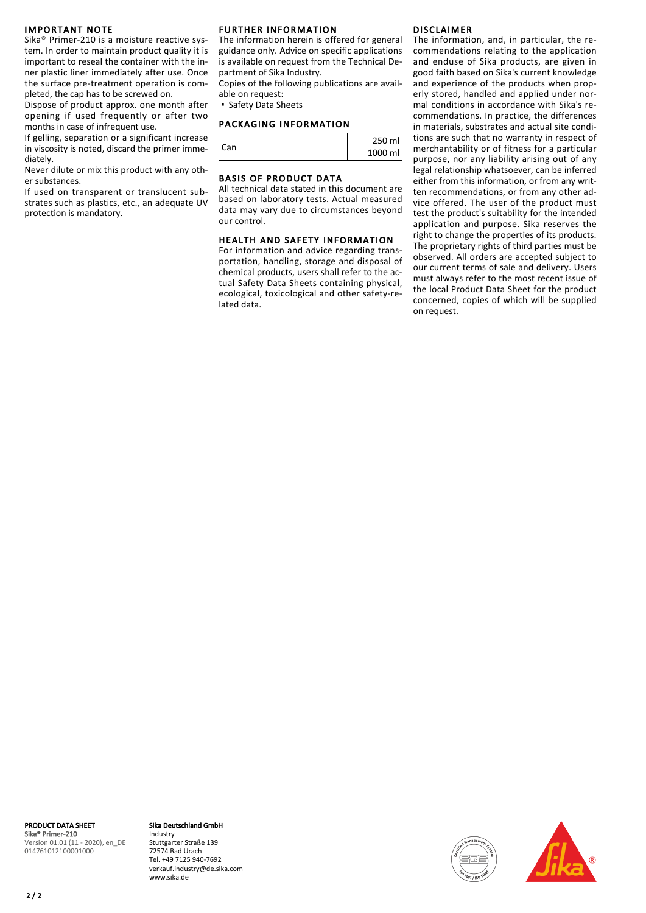## IMPORTANT NOTE

Sika® Primer-210 is a moisture reactive system. In order to maintain product quality it is important to reseal the container with the inner plastic liner immediately after use. Once the surface pre-treatment operation is completed, the cap has to be screwed on.

Dispose of product approx. one month after opening if used frequently or after two months in case of infrequent use.

If gelling, separation or a significant increase in viscosity is noted, discard the primer immediately.

Never dilute or mix this product with any other substances.

If used on transparent or translucent substrates such as plastics, etc., an adequate UV protection is mandatory.

## FURTHER INFORMATION

The information herein is offered for general guidance only. Advice on specific applications is available on request from the Technical Department of Sika Industry.

Copies of the following publications are available on request:

- Safety Data Sheets

## PACKAGING INFORMATION

| | |
|---|---|
| Can | 250 ml<br>1000 ml |

## BASIS OF PRODUCT DATA

All technical data stated in this document are based on laboratory tests. Actual measured data may vary due to circumstances beyond our control.

## HEALTH AND SAFETY INFORMATION

For information and advice regarding transportation, handling, storage and disposal of chemical products, users shall refer to the actual Safety Data Sheets containing physical, ecological, toxicological and other safety-related data.

## DISCLAIMER

The information, and, in particular, the recommendations relating to the application and enduse of Sika products, are given in good faith based on Sika's current knowledge and experience of the products when properly stored, handled and applied under normal conditions in accordance with Sika's recommendations. In practice, the differences in materials, substrates and actual site conditions are such that no warranty in respect of merchantability or of fitness for a particular purpose, nor any liability arising out of any legal relationship whatsoever, can be inferred either from this information, or from any written recommendations, or from any other advice offered. The user of the product must test the product's suitability for the intended application and purpose. Sika reserves the right to change the properties of its products. The proprietary rights of third parties must be observed. All orders are accepted subject to our current terms of sale and delivery. Users must always refer to the most recent issue of the local Product Data Sheet for the product concerned, copies of which will be supplied on request.

**PRODUCT DATA SHEET**
**Sika® Primer-210**
Version 01.01 (11 - 2020), en_DE
014761012100001000

**Sika Deutschland GmbH**
Industry
Stuttgarter Straße 139
72574 Bad Urach
Tel. +49 7125 940-7692
verkauf.industry@de.sika.com
www.sika.de